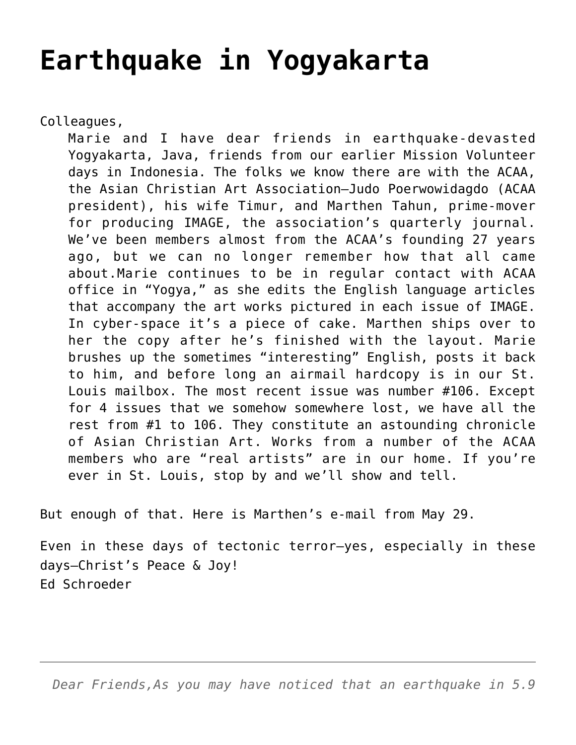# Earthquake in Yogyakarta

Colleagues,

> Marie and I have dear friends in earthquake-devasted Yogyakarta, Java, friends from our earlier Mission Volunteer days in Indonesia. The folks we know there are with the ACAA, the Asian Christian Art Association—Judo Poerwowidagdo (ACAA president), his wife Timur, and Marthen Tahun, prime-mover for producing IMAGE, the association's quarterly journal. We've been members almost from the ACAA's founding 27 years ago, but we can no longer remember how that all came about.Marie continues to be in regular contact with ACAA office in "Yogya," as she edits the English language articles that accompany the art works pictured in each issue of IMAGE. In cyber-space it's a piece of cake. Marthen ships over to her the copy after he's finished with the layout. Marie brushes up the sometimes "interesting" English, posts it back to him, and before long an airmail hardcopy is in our St. Louis mailbox. The most recent issue was number #106. Except for 4 issues that we somehow somewhere lost, we have all the rest from #1 to 106. They constitute an astounding chronicle of Asian Christian Art. Works from a number of the ACAA members who are "real artists" are in our home. If you're ever in St. Louis, stop by and we'll show and tell.

But enough of that. Here is Marthen's e-mail from May 29.

Even in these days of tectonic terror—yes, especially in these days—Christ's Peace & Joy!
Ed Schroeder

---

*Dear Friends,As you may have noticed that an earthquake in 5.9*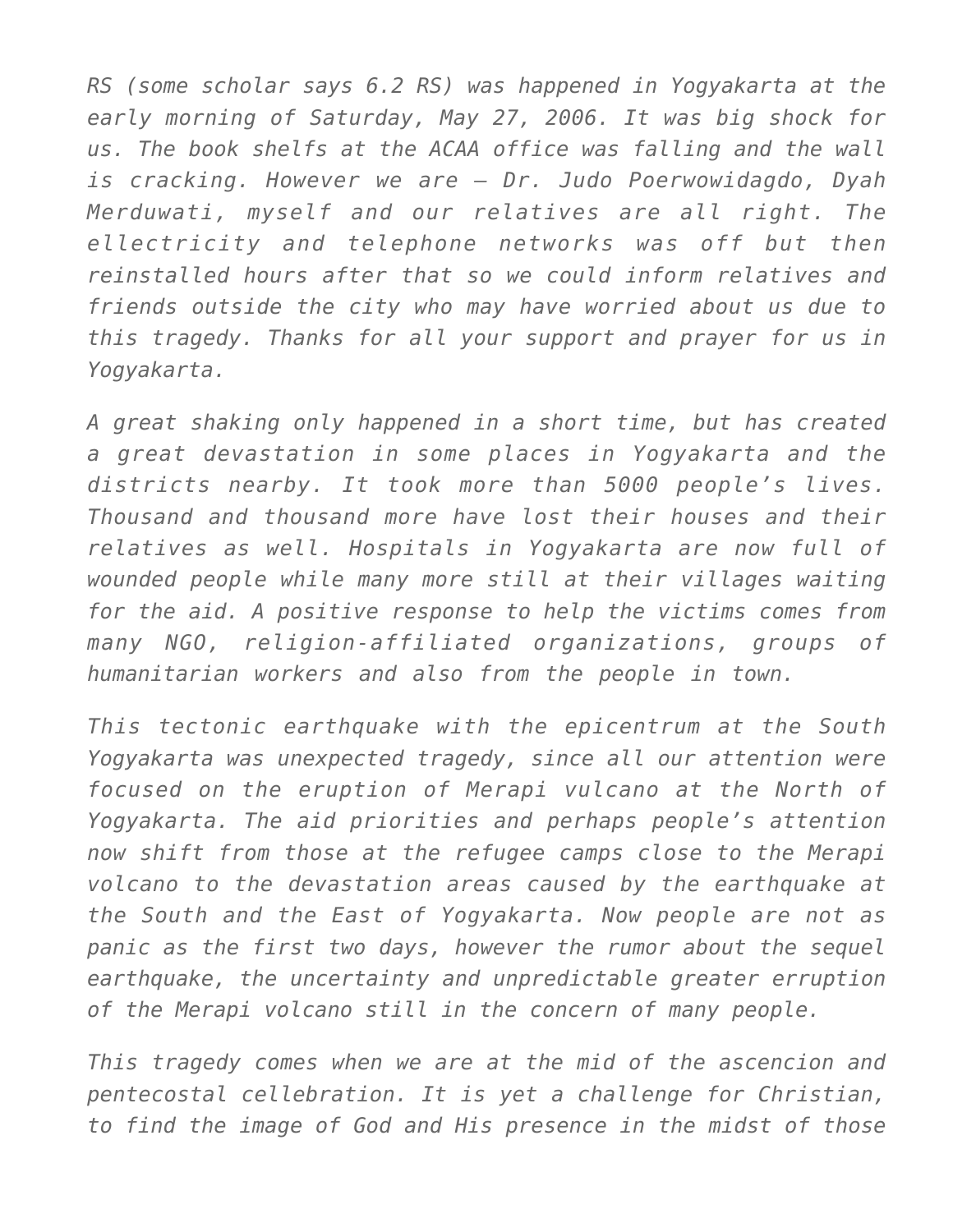*RS (some scholar says 6.2 RS) was happened in Yogyakarta at the early morning of Saturday, May 27, 2006. It was big shock for us. The book shelfs at the ACAA office was falling and the wall is cracking. However we are – Dr. Judo Poerwowidagdo, Dyah Merduwati, myself and our relatives are all right. The ellectricity and telephone networks was off but then reinstalled hours after that so we could inform relatives and friends outside the city who may have worried about us due to this tragedy. Thanks for all your support and prayer for us in Yogyakarta.*

*A great shaking only happened in a short time, but has created a great devastation in some places in Yogyakarta and the districts nearby. It took more than 5000 people's lives. Thousand and thousand more have lost their houses and their relatives as well. Hospitals in Yogyakarta are now full of wounded people while many more still at their villages waiting for the aid. A positive response to help the victims comes from many NGO, religion-affiliated organizations, groups of humanitarian workers and also from the people in town.*

*This tectonic earthquake with the epicentrum at the South Yogyakarta was unexpected tragedy, since all our attention were focused on the eruption of Merapi vulcano at the North of Yogyakarta. The aid priorities and perhaps people's attention now shift from those at the refugee camps close to the Merapi volcano to the devastation areas caused by the earthquake at the South and the East of Yogyakarta. Now people are not as panic as the first two days, however the rumor about the sequel earthquake, the uncertainty and unpredictable greater erruption of the Merapi volcano still in the concern of many people.*

*This tragedy comes when we are at the mid of the ascencion and pentecostal cellebration. It is yet a challenge for Christian, to find the image of God and His presence in the midst of those*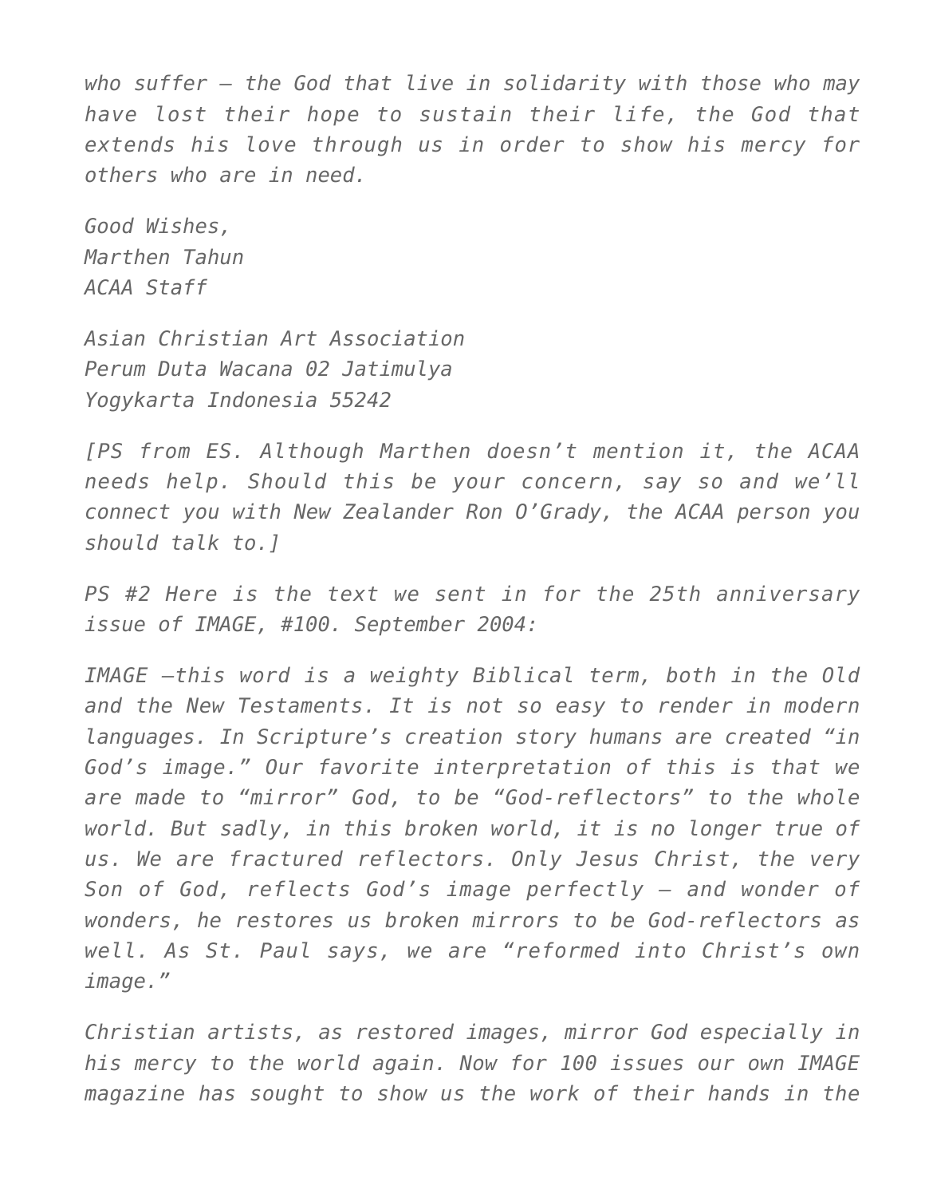*who suffer – the God that live in solidarity with those who may have lost their hope to sustain their life, the God that extends his love through us in order to show his mercy for others who are in need.*

*Good Wishes,*
*Marthen Tahun*
*ACAA Staff*

*Asian Christian Art Association*
*Perum Duta Wacana 02 Jatimulya*
*Yogykarta Indonesia 55242*

*[PS from ES. Although Marthen doesn't mention it, the ACAA needs help. Should this be your concern, say so and we'll connect you with New Zealander Ron O'Grady, the ACAA person you should talk to.]*

*PS #2 Here is the text we sent in for the 25th anniversary issue of IMAGE, #100. September 2004:*

*IMAGE –this word is a weighty Biblical term, both in the Old and the New Testaments. It is not so easy to render in modern languages. In Scripture's creation story humans are created "in God's image." Our favorite interpretation of this is that we are made to "mirror" God, to be "God-reflectors" to the whole world. But sadly, in this broken world, it is no longer true of us. We are fractured reflectors. Only Jesus Christ, the very Son of God, reflects God's image perfectly – and wonder of wonders, he restores us broken mirrors to be God-reflectors as well. As St. Paul says, we are "reformed into Christ's own image."*

*Christian artists, as restored images, mirror God especially in his mercy to the world again. Now for 100 issues our own IMAGE magazine has sought to show us the work of their hands in the*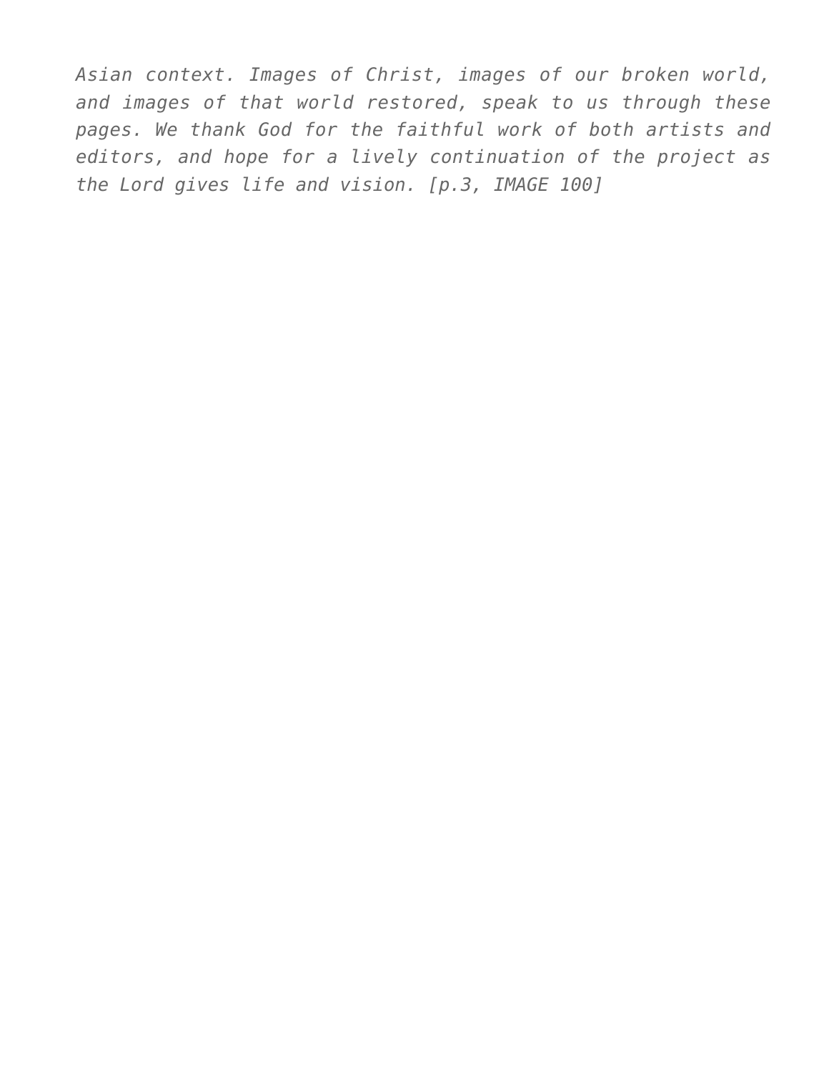*Asian context. Images of Christ, images of our broken world, and images of that world restored, speak to us through these pages. We thank God for the faithful work of both artists and editors, and hope for a lively continuation of the project as the Lord gives life and vision. [p.3, IMAGE 100]*